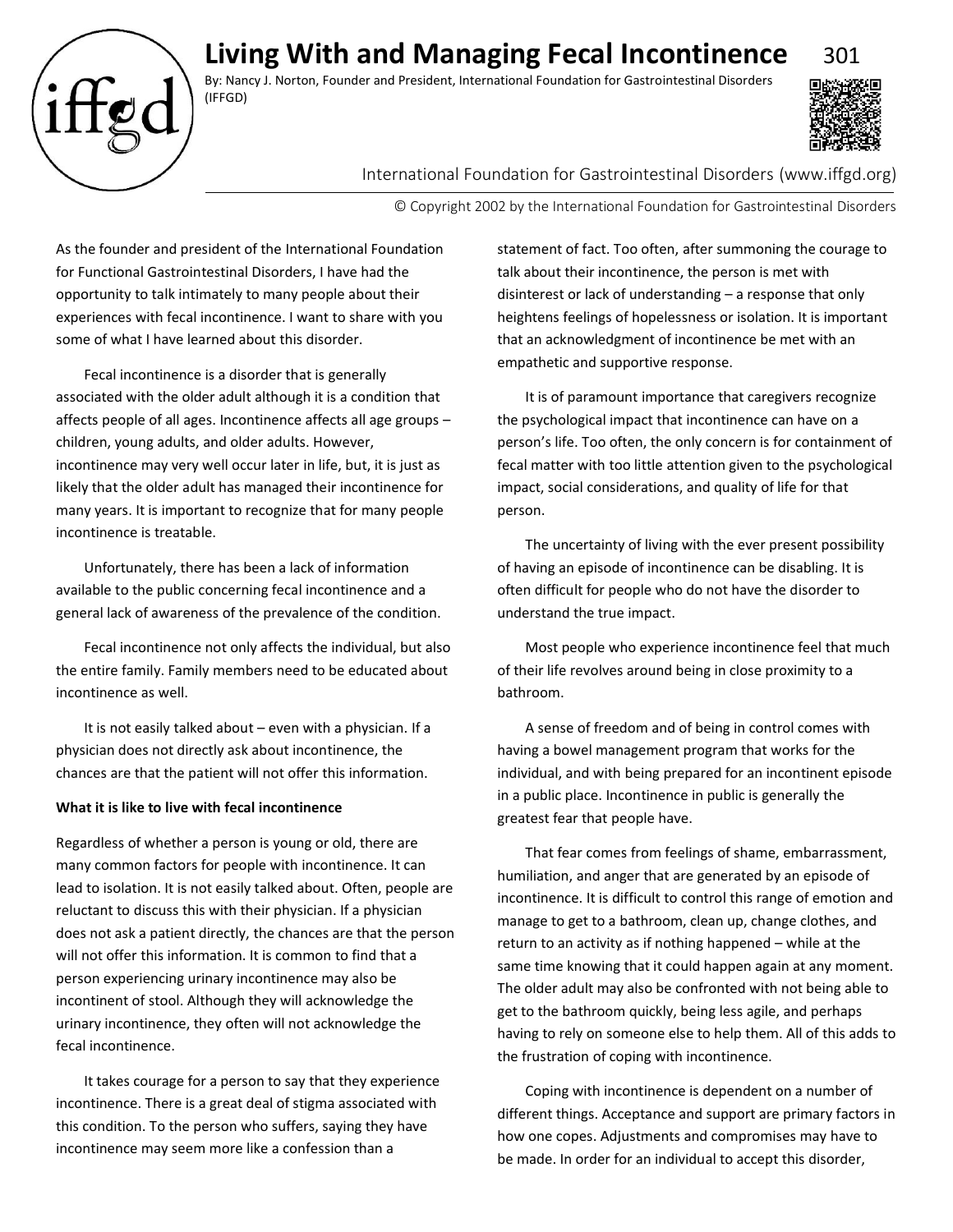# Living With and Managing Fecal Incontinence

By: Nancy J. Norton, Founder and President, International Foundation for Gastrointestinal Disorders (IFFGD)

International Foundation for Gastrointestinal Disorders (www.iffgd.org)

© Copyright 2002 by the International Foundation for Gastrointestinal Disorders

As the founder and president of the International Foundation for Functional Gastrointestinal Disorders, I have had the opportunity to talk intimately to many people about their experiences with fecal incontinence. I want to share with you some of what I have learned about this disorder.

Fecal incontinence is a disorder that is generally associated with the older adult although it is a condition that affects people of all ages. Incontinence affects all age groups – children, young adults, and older adults. However, incontinence may very well occur later in life, but, it is just as likely that the older adult has managed their incontinence for many years. It is important to recognize that for many people incontinence is treatable.

Unfortunately, there has been a lack of information available to the public concerning fecal incontinence and a general lack of awareness of the prevalence of the condition.

Fecal incontinence not only affects the individual, but also the entire family. Family members need to be educated about incontinence as well.

It is not easily talked about – even with a physician. If a physician does not directly ask about incontinence, the chances are that the patient will not offer this information.

**What it is like to live with fecal incontinence**

Regardless of whether a person is young or old, there are many common factors for people with incontinence. It can lead to isolation. It is not easily talked about. Often, people are reluctant to discuss this with their physician. If a physician does not ask a patient directly, the chances are that the person will not offer this information. It is common to find that a person experiencing urinary incontinence may also be incontinent of stool. Although they will acknowledge the urinary incontinence, they often will not acknowledge the fecal incontinence.

It takes courage for a person to say that they experience incontinence. There is a great deal of stigma associated with this condition. To the person who suffers, saying they have incontinence may seem more like a confession than a statement of fact. Too often, after summoning the courage to talk about their incontinence, the person is met with disinterest or lack of understanding – a response that only heightens feelings of hopelessness or isolation. It is important that an acknowledgment of incontinence be met with an empathetic and supportive response.

It is of paramount importance that caregivers recognize the psychological impact that incontinence can have on a person's life. Too often, the only concern is for containment of fecal matter with too little attention given to the psychological impact, social considerations, and quality of life for that person.

The uncertainty of living with the ever present possibility of having an episode of incontinence can be disabling. It is often difficult for people who do not have the disorder to understand the true impact.

Most people who experience incontinence feel that much of their life revolves around being in close proximity to a bathroom.

A sense of freedom and of being in control comes with having a bowel management program that works for the individual, and with being prepared for an incontinent episode in a public place. Incontinence in public is generally the greatest fear that people have.

That fear comes from feelings of shame, embarrassment, humiliation, and anger that are generated by an episode of incontinence. It is difficult to control this range of emotion and manage to get to a bathroom, clean up, change clothes, and return to an activity as if nothing happened – while at the same time knowing that it could happen again at any moment. The older adult may also be confronted with not being able to get to the bathroom quickly, being less agile, and perhaps having to rely on someone else to help them. All of this adds to the frustration of coping with incontinence.

Coping with incontinence is dependent on a number of different things. Acceptance and support are primary factors in how one copes. Adjustments and compromises may have to be made. In order for an individual to accept this disorder,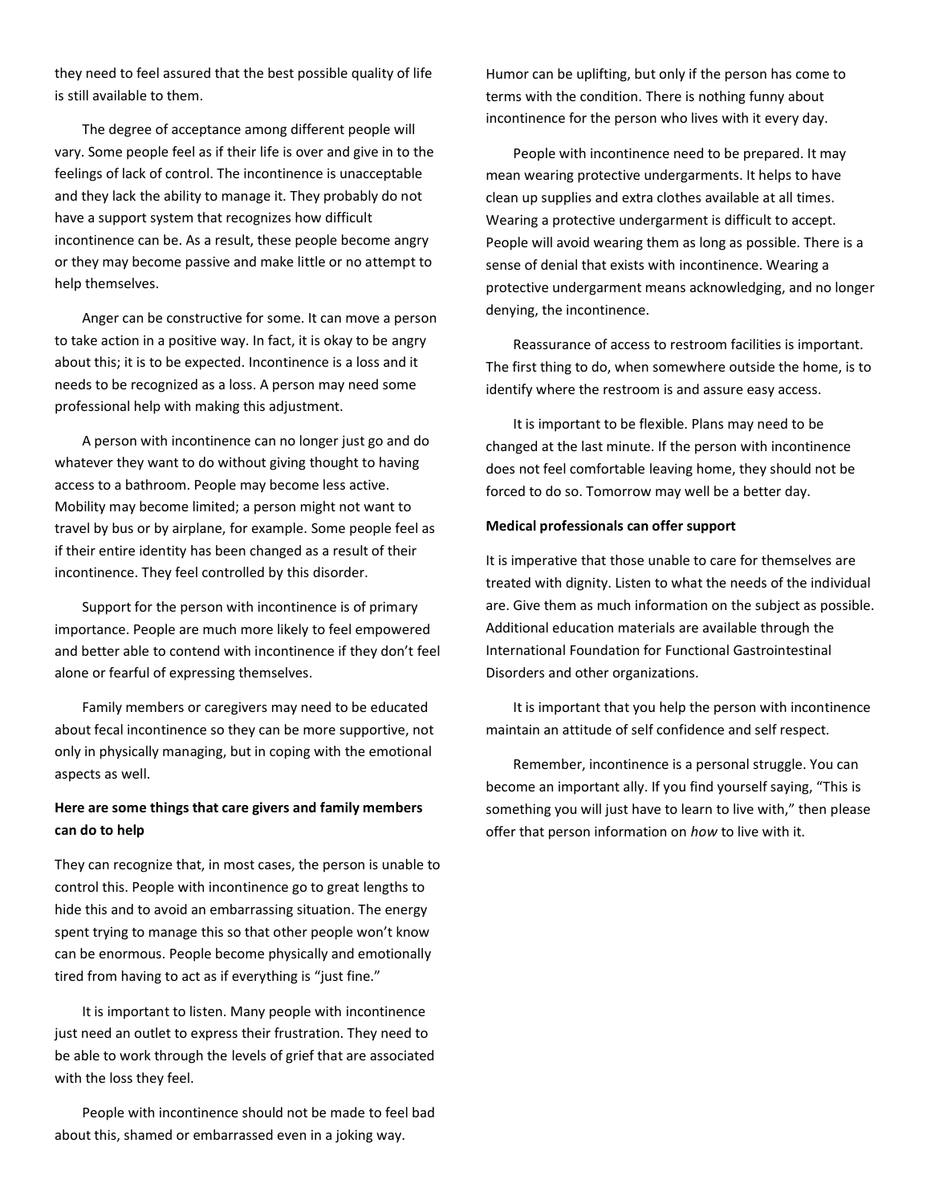they need to feel assured that the best possible quality of life is still available to them.

The degree of acceptance among different people will vary. Some people feel as if their life is over and give in to the feelings of lack of control. The incontinence is unacceptable and they lack the ability to manage it. They probably do not have a support system that recognizes how difficult incontinence can be. As a result, these people become angry or they may become passive and make little or no attempt to help themselves.

Anger can be constructive for some. It can move a person to take action in a positive way. In fact, it is okay to be angry about this; it is to be expected. Incontinence is a loss and it needs to be recognized as a loss. A person may need some professional help with making this adjustment.

A person with incontinence can no longer just go and do whatever they want to do without giving thought to having access to a bathroom. People may become less active. Mobility may become limited; a person might not want to travel by bus or by airplane, for example. Some people feel as if their entire identity has been changed as a result of their incontinence. They feel controlled by this disorder.

Support for the person with incontinence is of primary importance. People are much more likely to feel empowered and better able to contend with incontinence if they don't feel alone or fearful of expressing themselves.

Family members or caregivers may need to be educated about fecal incontinence so they can be more supportive, not only in physically managing, but in coping with the emotional aspects as well.

**Here are some things that care givers and family members can do to help**

They can recognize that, in most cases, the person is unable to control this. People with incontinence go to great lengths to hide this and to avoid an embarrassing situation. The energy spent trying to manage this so that other people won't know can be enormous. People become physically and emotionally tired from having to act as if everything is "just fine."

It is important to listen. Many people with incontinence just need an outlet to express their frustration. They need to be able to work through the levels of grief that are associated with the loss they feel.

People with incontinence should not be made to feel bad about this, shamed or embarrassed even in a joking way. Humor can be uplifting, but only if the person has come to terms with the condition. There is nothing funny about incontinence for the person who lives with it every day.

People with incontinence need to be prepared. It may mean wearing protective undergarments. It helps to have clean up supplies and extra clothes available at all times. Wearing a protective undergarment is difficult to accept. People will avoid wearing them as long as possible. There is a sense of denial that exists with incontinence. Wearing a protective undergarment means acknowledging, and no longer denying, the incontinence.

Reassurance of access to restroom facilities is important. The first thing to do, when somewhere outside the home, is to identify where the restroom is and assure easy access.

It is important to be flexible. Plans may need to be changed at the last minute. If the person with incontinence does not feel comfortable leaving home, they should not be forced to do so. Tomorrow may well be a better day.

**Medical professionals can offer support**

It is imperative that those unable to care for themselves are treated with dignity. Listen to what the needs of the individual are. Give them as much information on the subject as possible. Additional education materials are available through the International Foundation for Functional Gastrointestinal Disorders and other organizations.

It is important that you help the person with incontinence maintain an attitude of self confidence and self respect.

Remember, incontinence is a personal struggle. You can become an important ally. If you find yourself saying, "This is something you will just have to learn to live with," then please offer that person information on *how* to live with it.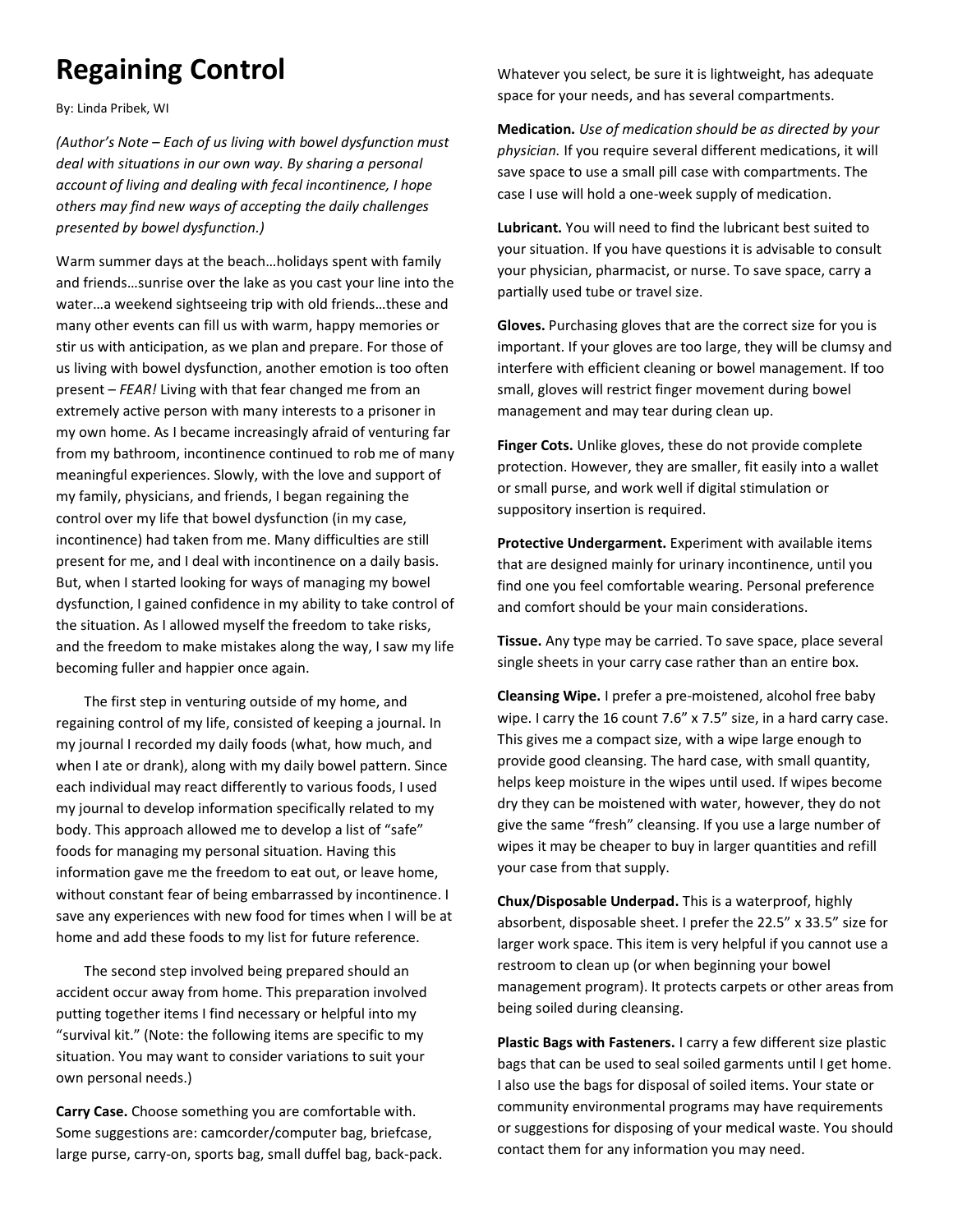# Regaining Control

By: Linda Pribek, WI

*(Author's Note – Each of us living with bowel dysfunction must deal with situations in our own way. By sharing a personal account of living and dealing with fecal incontinence, I hope others may find new ways of accepting the daily challenges presented by bowel dysfunction.)*

Warm summer days at the beach…holidays spent with family and friends…sunrise over the lake as you cast your line into the water…a weekend sightseeing trip with old friends…these and many other events can fill us with warm, happy memories or stir us with anticipation, as we plan and prepare. For those of us living with bowel dysfunction, another emotion is too often present – *FEAR!* Living with that fear changed me from an extremely active person with many interests to a prisoner in my own home. As I became increasingly afraid of venturing far from my bathroom, incontinence continued to rob me of many meaningful experiences. Slowly, with the love and support of my family, physicians, and friends, I began regaining the control over my life that bowel dysfunction (in my case, incontinence) had taken from me. Many difficulties are still present for me, and I deal with incontinence on a daily basis. But, when I started looking for ways of managing my bowel dysfunction, I gained confidence in my ability to take control of the situation. As I allowed myself the freedom to take risks, and the freedom to make mistakes along the way, I saw my life becoming fuller and happier once again.

The first step in venturing outside of my home, and regaining control of my life, consisted of keeping a journal. In my journal I recorded my daily foods (what, how much, and when I ate or drank), along with my daily bowel pattern. Since each individual may react differently to various foods, I used my journal to develop information specifically related to my body. This approach allowed me to develop a list of "safe" foods for managing my personal situation. Having this information gave me the freedom to eat out, or leave home, without constant fear of being embarrassed by incontinence. I save any experiences with new food for times when I will be at home and add these foods to my list for future reference.

The second step involved being prepared should an accident occur away from home. This preparation involved putting together items I find necessary or helpful into my "survival kit." (Note: the following items are specific to my situation. You may want to consider variations to suit your own personal needs.)

**Carry Case.** Choose something you are comfortable with. Some suggestions are: camcorder/computer bag, briefcase, large purse, carry-on, sports bag, small duffel bag, back-pack. Whatever you select, be sure it is lightweight, has adequate space for your needs, and has several compartments.

**Medication.** *Use of medication should be as directed by your physician.* If you require several different medications, it will save space to use a small pill case with compartments. The case I use will hold a one-week supply of medication.

**Lubricant.** You will need to find the lubricant best suited to your situation. If you have questions it is advisable to consult your physician, pharmacist, or nurse. To save space, carry a partially used tube or travel size.

**Gloves.** Purchasing gloves that are the correct size for you is important. If your gloves are too large, they will be clumsy and interfere with efficient cleaning or bowel management. If too small, gloves will restrict finger movement during bowel management and may tear during clean up.

**Finger Cots.** Unlike gloves, these do not provide complete protection. However, they are smaller, fit easily into a wallet or small purse, and work well if digital stimulation or suppository insertion is required.

**Protective Undergarment.** Experiment with available items that are designed mainly for urinary incontinence, until you find one you feel comfortable wearing. Personal preference and comfort should be your main considerations.

**Tissue.** Any type may be carried. To save space, place several single sheets in your carry case rather than an entire box.

**Cleansing Wipe.** I prefer a pre-moistened, alcohol free baby wipe. I carry the 16 count 7.6" x 7.5" size, in a hard carry case. This gives me a compact size, with a wipe large enough to provide good cleansing. The hard case, with small quantity, helps keep moisture in the wipes until used. If wipes become dry they can be moistened with water, however, they do not give the same "fresh" cleansing. If you use a large number of wipes it may be cheaper to buy in larger quantities and refill your case from that supply.

**Chux/Disposable Underpad.** This is a waterproof, highly absorbent, disposable sheet. I prefer the 22.5" x 33.5" size for larger work space. This item is very helpful if you cannot use a restroom to clean up (or when beginning your bowel management program). It protects carpets or other areas from being soiled during cleansing.

**Plastic Bags with Fasteners.** I carry a few different size plastic bags that can be used to seal soiled garments until I get home. I also use the bags for disposal of soiled items. Your state or community environmental programs may have requirements or suggestions for disposing of your medical waste. You should contact them for any information you may need.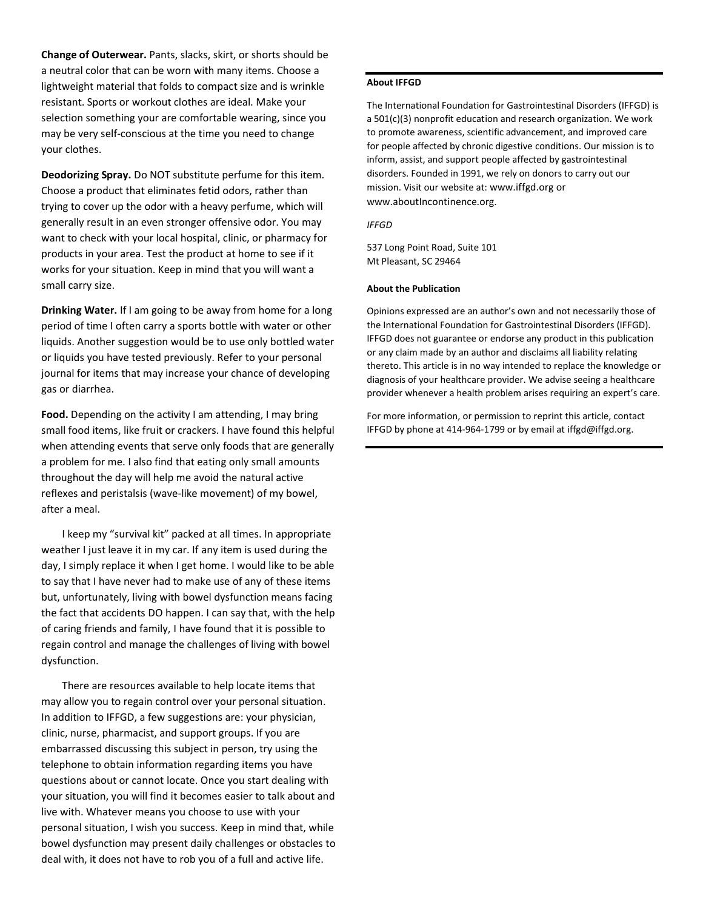**Change of Outerwear.** Pants, slacks, skirt, or shorts should be a neutral color that can be worn with many items. Choose a lightweight material that folds to compact size and is wrinkle resistant. Sports or workout clothes are ideal. Make your selection something your are comfortable wearing, since you may be very self-conscious at the time you need to change your clothes.

**Deodorizing Spray.** Do NOT substitute perfume for this item. Choose a product that eliminates fetid odors, rather than trying to cover up the odor with a heavy perfume, which will generally result in an even stronger offensive odor. You may want to check with your local hospital, clinic, or pharmacy for products in your area. Test the product at home to see if it works for your situation. Keep in mind that you will want a small carry size.

**Drinking Water.** If I am going to be away from home for a long period of time I often carry a sports bottle with water or other liquids. Another suggestion would be to use only bottled water or liquids you have tested previously. Refer to your personal journal for items that may increase your chance of developing gas or diarrhea.

**Food.** Depending on the activity I am attending, I may bring small food items, like fruit or crackers. I have found this helpful when attending events that serve only foods that are generally a problem for me. I also find that eating only small amounts throughout the day will help me avoid the natural active reflexes and peristalsis (wave-like movement) of my bowel, after a meal.

I keep my "survival kit" packed at all times. In appropriate weather I just leave it in my car. If any item is used during the day, I simply replace it when I get home. I would like to be able to say that I have never had to make use of any of these items but, unfortunately, living with bowel dysfunction means facing the fact that accidents DO happen. I can say that, with the help of caring friends and family, I have found that it is possible to regain control and manage the challenges of living with bowel dysfunction.

There are resources available to help locate items that may allow you to regain control over your personal situation. In addition to IFFGD, a few suggestions are: your physician, clinic, nurse, pharmacist, and support groups. If you are embarrassed discussing this subject in person, try using the telephone to obtain information regarding items you have questions about or cannot locate. Once you start dealing with your situation, you will find it becomes easier to talk about and live with. Whatever means you choose to use with your personal situation, I wish you success. Keep in mind that, while bowel dysfunction may present daily challenges or obstacles to deal with, it does not have to rob you of a full and active life.

**About IFFGD**

The International Foundation for Gastrointestinal Disorders (IFFGD) is a 501(c)(3) nonprofit education and research organization. We work to promote awareness, scientific advancement, and improved care for people affected by chronic digestive conditions. Our mission is to inform, assist, and support people affected by gastrointestinal disorders. Founded in 1991, we rely on donors to carry out our mission. Visit our website at: www.iffgd.org or www.aboutIncontinence.org.

*IFFGD*

537 Long Point Road, Suite 101
Mt Pleasant, SC 29464

**About the Publication**

Opinions expressed are an author's own and not necessarily those of the International Foundation for Gastrointestinal Disorders (IFFGD). IFFGD does not guarantee or endorse any product in this publication or any claim made by an author and disclaims all liability relating thereto. This article is in no way intended to replace the knowledge or diagnosis of your healthcare provider. We advise seeing a healthcare provider whenever a health problem arises requiring an expert's care.

For more information, or permission to reprint this article, contact IFFGD by phone at 414-964-1799 or by email at iffgd@iffgd.org.